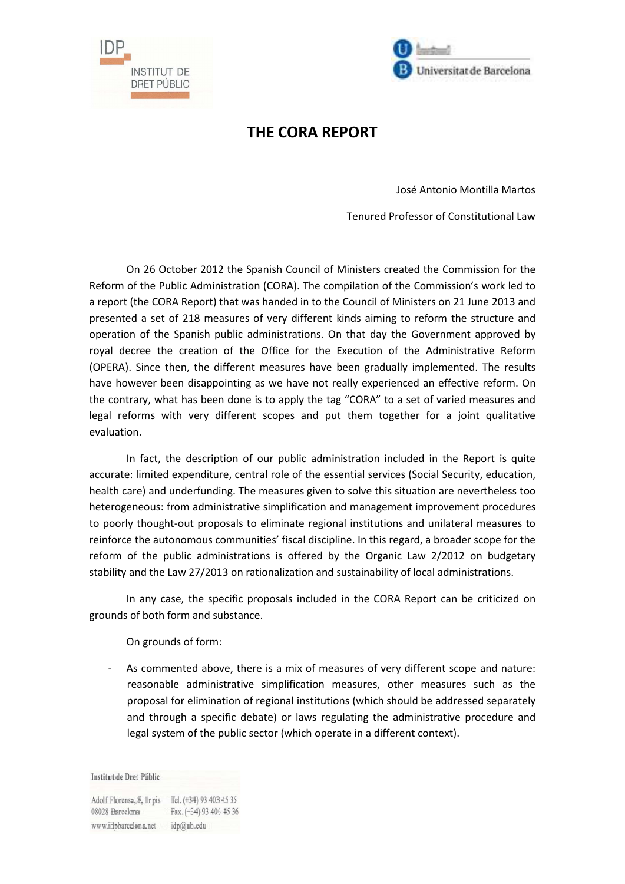# THE CORA REPORT

José Antonio Montilla Martos

Tenured Professor of Constitutional Law

On 26 October 2012 the Spanish Council of Ministers created the Commission for the Reform of the Public Administration (CORA). The compilation of the Commission's work led to a report (the CORA Report) that was handed in to the Council of Ministers on 21 June 2013 and presented a set of 218 measures of very different kinds aiming to reform the structure and operation of the Spanish public administrations. On that day the Government approved by royal decree the creation of the Office for the Execution of the Administrative Reform (OPERA). Since then, the different measures have been gradually implemented. The results have however been disappointing as we have not really experienced an effective reform. On the contrary, what has been done is to apply the tag "CORA" to a set of varied measures and legal reforms with very different scopes and put them together for a joint qualitative evaluation.

In fact, the description of our public administration included in the Report is quite accurate: limited expenditure, central role of the essential services (Social Security, education, health care) and underfunding. The measures given to solve this situation are nevertheless too heterogeneous: from administrative simplification and management improvement procedures to poorly thought-out proposals to eliminate regional institutions and unilateral measures to reinforce the autonomous communities' fiscal discipline. In this regard, a broader scope for the reform of the public administrations is offered by the Organic Law 2/2012 on budgetary stability and the Law 27/2013 on rationalization and sustainability of local administrations.

In any case, the specific proposals included in the CORA Report can be criticized on grounds of both form and substance.

On grounds of form:

- As commented above, there is a mix of measures of very different scope and nature: reasonable administrative simplification measures, other measures such as the proposal for elimination of regional institutions (which should be addressed separately and through a specific debate) or laws regulating the administrative procedure and legal system of the public sector (which operate in a different context).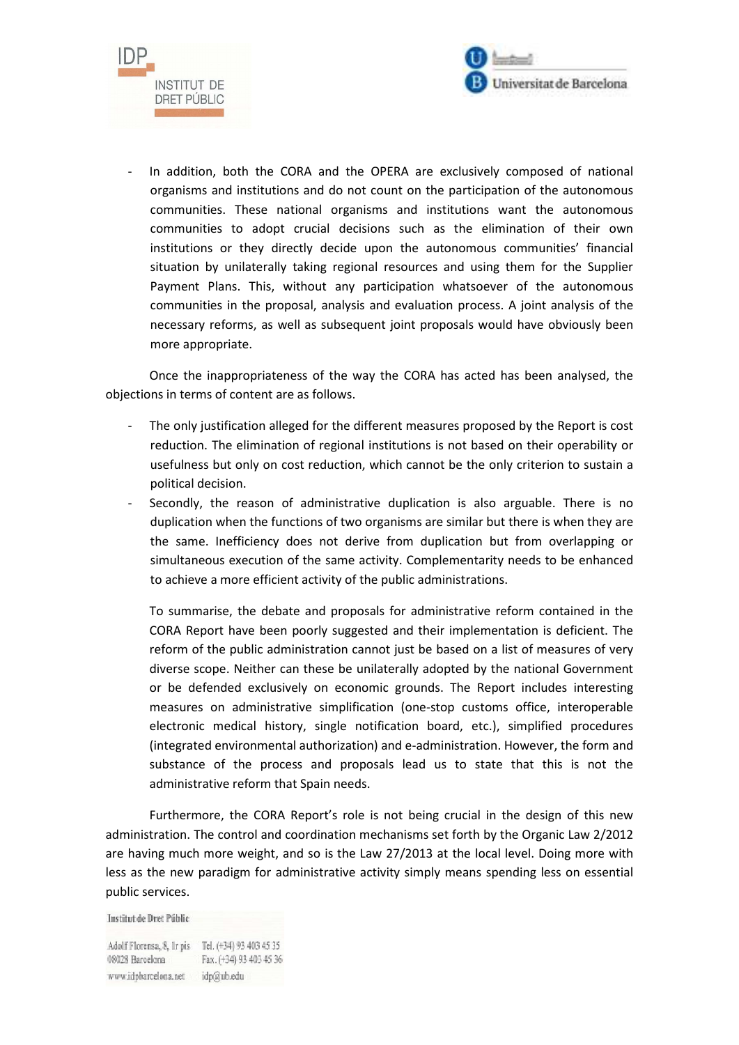- In addition, both the CORA and the OPERA are exclusively composed of national organisms and institutions and do not count on the participation of the autonomous communities. These national organisms and institutions want the autonomous communities to adopt crucial decisions such as the elimination of their own institutions or they directly decide upon the autonomous communities' financial situation by unilaterally taking regional resources and using them for the Supplier Payment Plans. This, without any participation whatsoever of the autonomous communities in the proposal, analysis and evaluation process. A joint analysis of the necessary reforms, as well as subsequent joint proposals would have obviously been more appropriate.

Once the inappropriateness of the way the CORA has acted has been analysed, the objections in terms of content are as follows.

- The only justification alleged for the different measures proposed by the Report is cost reduction. The elimination of regional institutions is not based on their operability or usefulness but only on cost reduction, which cannot be the only criterion to sustain a political decision.
- Secondly, the reason of administrative duplication is also arguable. There is no duplication when the functions of two organisms are similar but there is when they are the same. Inefficiency does not derive from duplication but from overlapping or simultaneous execution of the same activity. Complementarity needs to be enhanced to achieve a more efficient activity of the public administrations.

To summarise, the debate and proposals for administrative reform contained in the CORA Report have been poorly suggested and their implementation is deficient. The reform of the public administration cannot just be based on a list of measures of very diverse scope. Neither can these be unilaterally adopted by the national Government or be defended exclusively on economic grounds. The Report includes interesting measures on administrative simplification (one-stop customs office, interoperable electronic medical history, single notification board, etc.), simplified procedures (integrated environmental authorization) and e-administration. However, the form and substance of the process and proposals lead us to state that this is not the administrative reform that Spain needs.

Furthermore, the CORA Report's role is not being crucial in the design of this new administration. The control and coordination mechanisms set forth by the Organic Law 2/2012 are having much more weight, and so is the Law 27/2013 at the local level. Doing more with less as the new paradigm for administrative activity simply means spending less on essential public services.